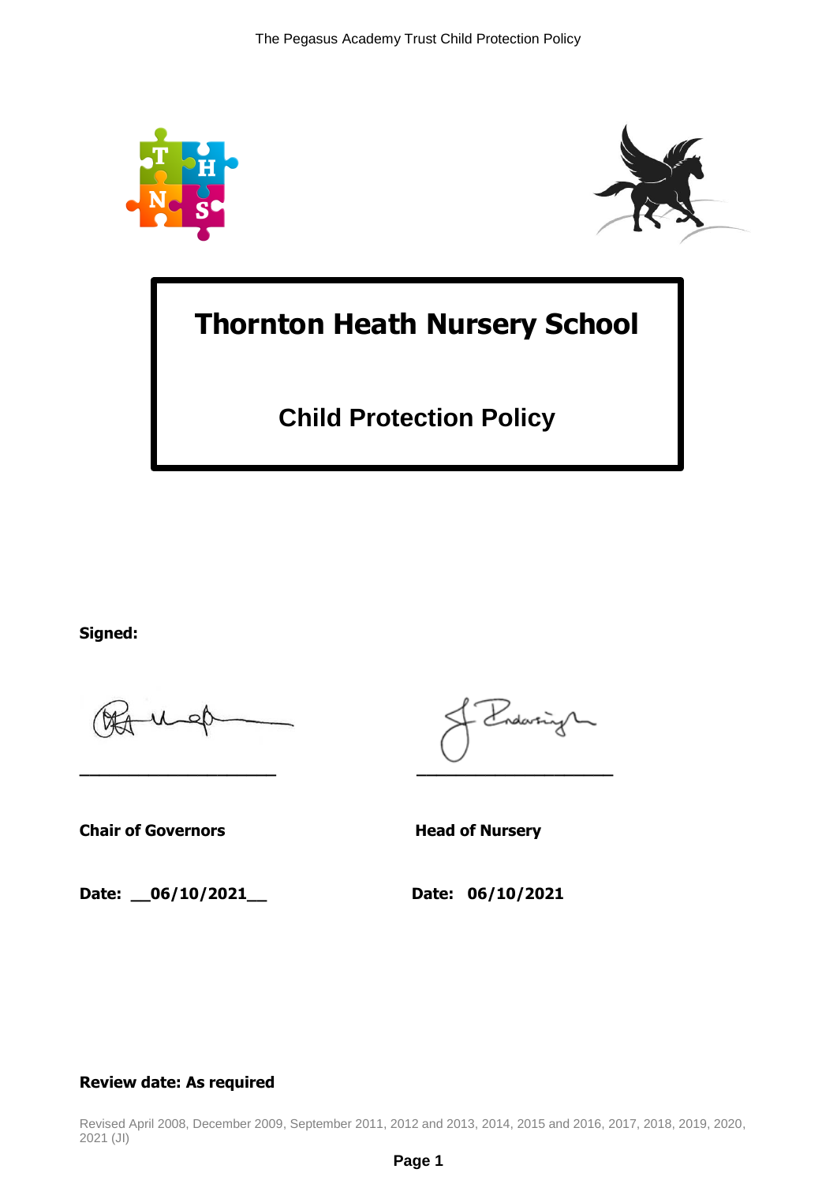# Thornton Heath Nursery School

## Child Protection Policy

**Signed:**

\_\_\_\_\_\_\_\_\_\_\_\_\_\_\_\_\_\_\_\_ \_\_\_\_\_\_\_\_\_\_\_\_\_\_\_\_\_\_\_\_

**Chair of Governors** **Head of Nursery**

**Date: \_\_06/10/2021\_\_** **Date: 06/10/2021**

**Review date: As required**

Revised April 2008, December 2009, September 2011, 2012 and 2013, 2014, 2015 and 2016, 2017, 2018, 2019, 2020, 2021 (JI)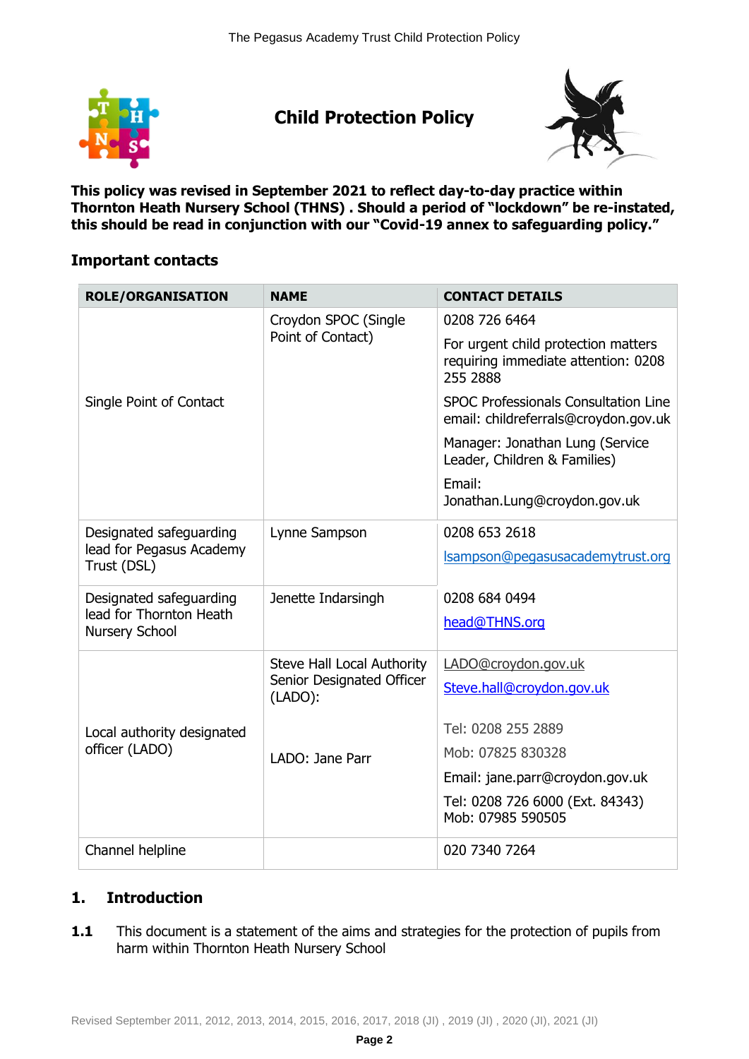# Child Protection Policy

**This policy was revised in September 2021 to reflect day-to-day practice within Thornton Heath Nursery School (THNS) . Should a period of "lockdown" be re-instated, this should be read in conjunction with our "Covid-19 annex to safeguarding policy."**

## Important contacts

| ROLE/ORGANISATION | NAME | CONTACT DETAILS |
|---|---|---|
| Single Point of Contact | Croydon SPOC (Single Point of Contact) | 0208 726 6464<br>For urgent child protection matters requiring immediate attention: 0208 255 2888<br>SPOC Professionals Consultation Line email: childreferrals@croydon.gov.uk<br>Manager: Jonathan Lung (Service Leader, Children & Families)<br>Email: Jonathan.Lung@croydon.gov.uk |
| Designated safeguarding lead for Pegasus Academy Trust (DSL) | Lynne Sampson | 0208 653 2618<br>lsampson@pegasusacademytrust.org |
| Designated safeguarding lead for Thornton Heath Nursery School | Jenette Indarsingh | 0208 684 0494<br>head@THNS.org |
| Local authority designated officer (LADO) | Steve Hall Local Authority Senior Designated Officer (LADO):<br><br>LADO: Jane Parr | LADO@croydon.gov.uk<br>Steve.hall@croydon.gov.uk<br><br>Tel: 0208 255 2889<br>Mob: 07825 830328<br>Email: jane.parr@croydon.gov.uk<br>Tel: 0208 726 6000 (Ext. 84343)<br>Mob: 07985 590505 |
| Channel helpline | | 020 7340 7264 |

## 1. Introduction

**1.1** This document is a statement of the aims and strategies for the protection of pupils from harm within Thornton Heath Nursery School

Revised September 2011, 2012, 2013, 2014, 2015, 2016, 2017, 2018 (JI) , 2019 (JI) , 2020 (JI), 2021 (JI)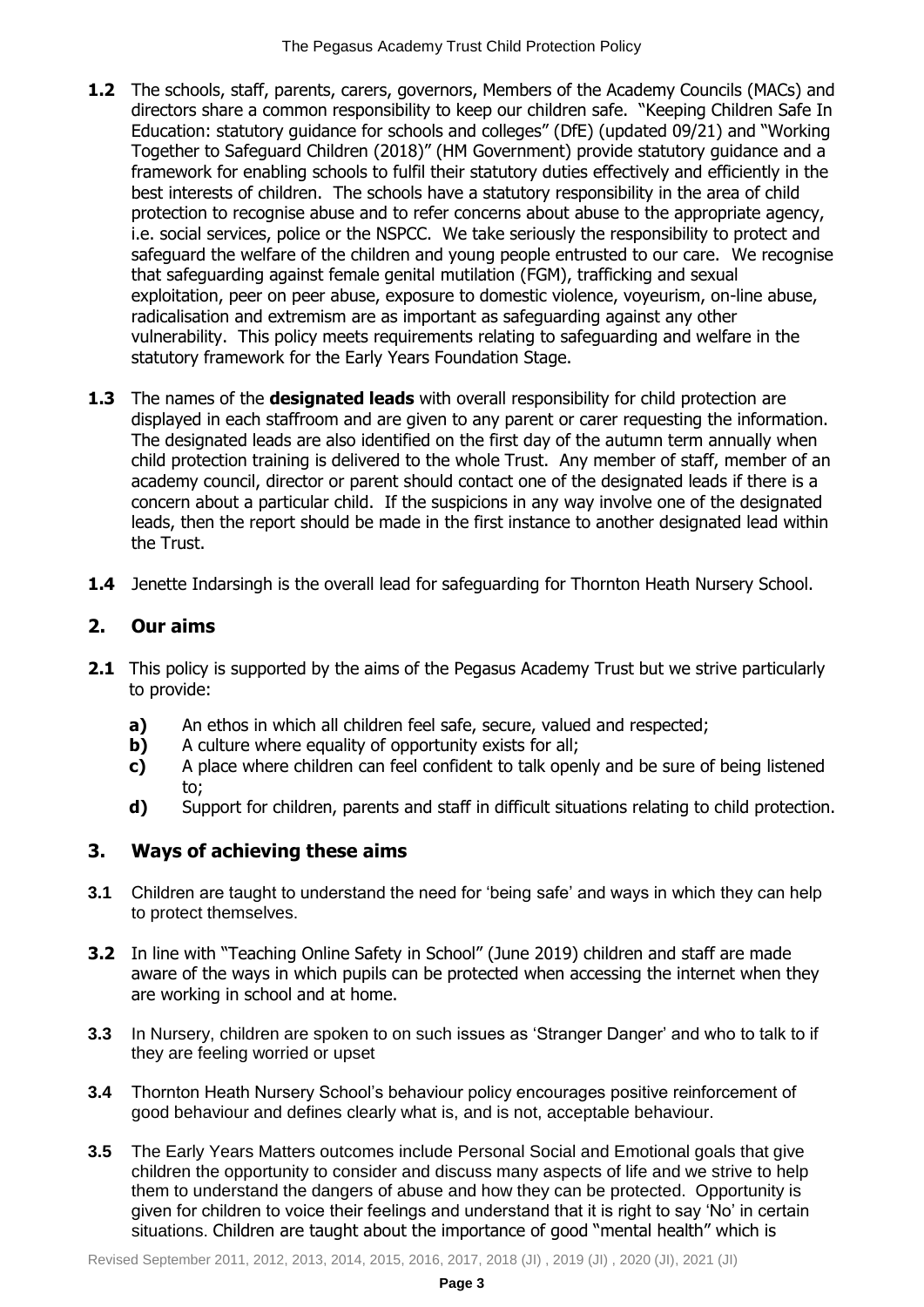**1.2** The schools, staff, parents, carers, governors, Members of the Academy Councils (MACs) and directors share a common responsibility to keep our children safe. "Keeping Children Safe In Education: statutory guidance for schools and colleges" (DfE) (updated 09/21) and "Working Together to Safeguard Children (2018)" (HM Government) provide statutory guidance and a framework for enabling schools to fulfil their statutory duties effectively and efficiently in the best interests of children. The schools have a statutory responsibility in the area of child protection to recognise abuse and to refer concerns about abuse to the appropriate agency, i.e. social services, police or the NSPCC. We take seriously the responsibility to protect and safeguard the welfare of the children and young people entrusted to our care. We recognise that safeguarding against female genital mutilation (FGM), trafficking and sexual exploitation, peer on peer abuse, exposure to domestic violence, voyeurism, on-line abuse, radicalisation and extremism are as important as safeguarding against any other vulnerability. This policy meets requirements relating to safeguarding and welfare in the statutory framework for the Early Years Foundation Stage.

**1.3** The names of the **designated leads** with overall responsibility for child protection are displayed in each staffroom and are given to any parent or carer requesting the information. The designated leads are also identified on the first day of the autumn term annually when child protection training is delivered to the whole Trust. Any member of staff, member of an academy council, director or parent should contact one of the designated leads if there is a concern about a particular child. If the suspicions in any way involve one of the designated leads, then the report should be made in the first instance to another designated lead within the Trust.

**1.4** Jenette Indarsingh is the overall lead for safeguarding for Thornton Heath Nursery School.

## 2. Our aims

**2.1** This policy is supported by the aims of the Pegasus Academy Trust but we strive particularly to provide:

- **a)** An ethos in which all children feel safe, secure, valued and respected;
- **b)** A culture where equality of opportunity exists for all;
- **c)** A place where children can feel confident to talk openly and be sure of being listened to;
- **d)** Support for children, parents and staff in difficult situations relating to child protection.

## 3. Ways of achieving these aims

**3.1** Children are taught to understand the need for 'being safe' and ways in which they can help to protect themselves.

**3.2** In line with "Teaching Online Safety in School" (June 2019) children and staff are made aware of the ways in which pupils can be protected when accessing the internet when they are working in school and at home.

**3.3** In Nursery, children are spoken to on such issues as 'Stranger Danger' and who to talk to if they are feeling worried or upset

**3.4** Thornton Heath Nursery School's behaviour policy encourages positive reinforcement of good behaviour and defines clearly what is, and is not, acceptable behaviour.

**3.5** The Early Years Matters outcomes include Personal Social and Emotional goals that give children the opportunity to consider and discuss many aspects of life and we strive to help them to understand the dangers of abuse and how they can be protected. Opportunity is given for children to voice their feelings and understand that it is right to say 'No' in certain situations. Children are taught about the importance of good "mental health" which is

Revised September 2011, 2012, 2013, 2014, 2015, 2016, 2017, 2018 (JI) , 2019 (JI) , 2020 (JI), 2021 (JI)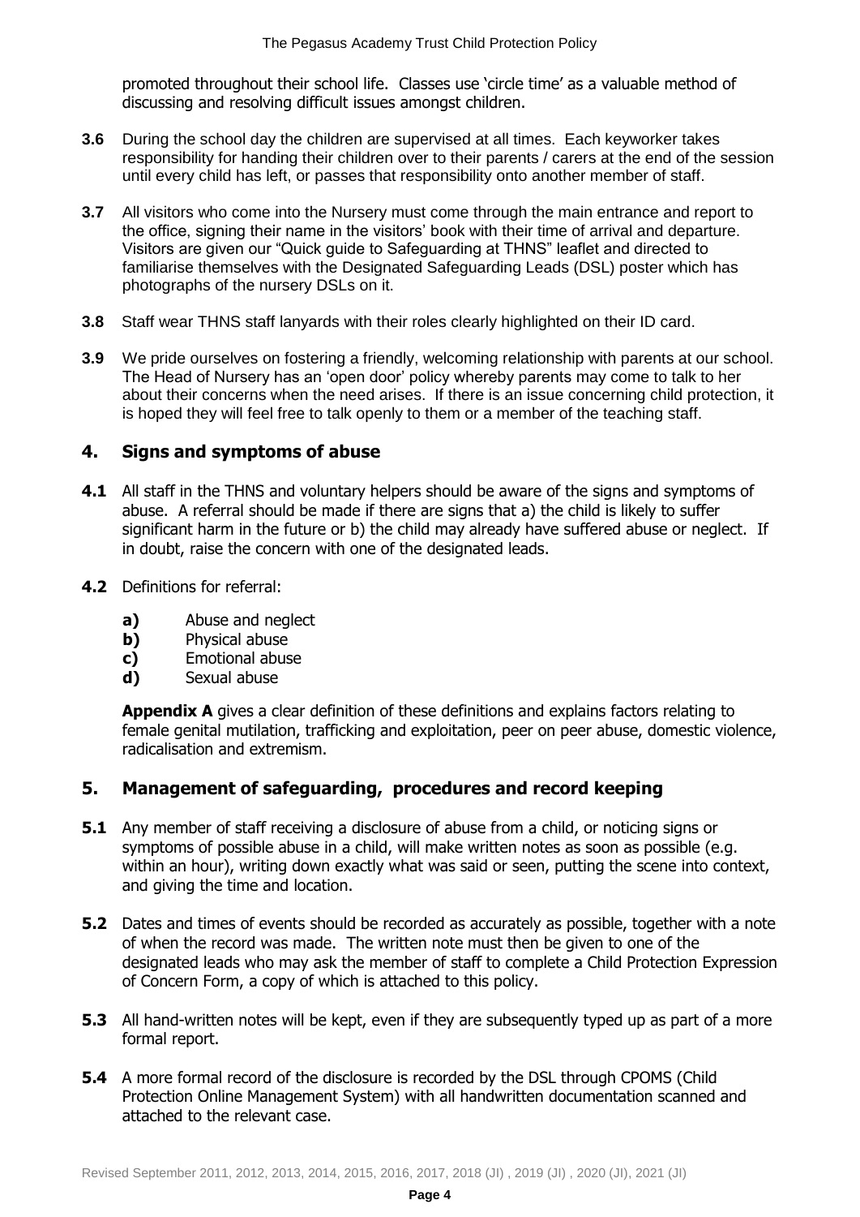promoted throughout their school life. Classes use 'circle time' as a valuable method of discussing and resolving difficult issues amongst children.

**3.6** During the school day the children are supervised at all times. Each keyworker takes responsibility for handing their children over to their parents / carers at the end of the session until every child has left, or passes that responsibility onto another member of staff.

**3.7** All visitors who come into the Nursery must come through the main entrance and report to the office, signing their name in the visitors' book with their time of arrival and departure. Visitors are given our "Quick guide to Safeguarding at THNS" leaflet and directed to familiarise themselves with the Designated Safeguarding Leads (DSL) poster which has photographs of the nursery DSLs on it.

**3.8** Staff wear THNS staff lanyards with their roles clearly highlighted on their ID card.

**3.9** We pride ourselves on fostering a friendly, welcoming relationship with parents at our school. The Head of Nursery has an 'open door' policy whereby parents may come to talk to her about their concerns when the need arises. If there is an issue concerning child protection, it is hoped they will feel free to talk openly to them or a member of the teaching staff.

## 4. Signs and symptoms of abuse

**4.1** All staff in the THNS and voluntary helpers should be aware of the signs and symptoms of abuse. A referral should be made if there are signs that a) the child is likely to suffer significant harm in the future or b) the child may already have suffered abuse or neglect. If in doubt, raise the concern with one of the designated leads.

**4.2** Definitions for referral:

- **a)** Abuse and neglect
- **b)** Physical abuse
- **c)** Emotional abuse
- **d)** Sexual abuse

**Appendix A** gives a clear definition of these definitions and explains factors relating to female genital mutilation, trafficking and exploitation, peer on peer abuse, domestic violence, radicalisation and extremism.

## 5. Management of safeguarding, procedures and record keeping

**5.1** Any member of staff receiving a disclosure of abuse from a child, or noticing signs or symptoms of possible abuse in a child, will make written notes as soon as possible (e.g. within an hour), writing down exactly what was said or seen, putting the scene into context, and giving the time and location.

**5.2** Dates and times of events should be recorded as accurately as possible, together with a note of when the record was made. The written note must then be given to one of the designated leads who may ask the member of staff to complete a Child Protection Expression of Concern Form, a copy of which is attached to this policy.

**5.3** All hand-written notes will be kept, even if they are subsequently typed up as part of a more formal report.

**5.4** A more formal record of the disclosure is recorded by the DSL through CPOMS (Child Protection Online Management System) with all handwritten documentation scanned and attached to the relevant case.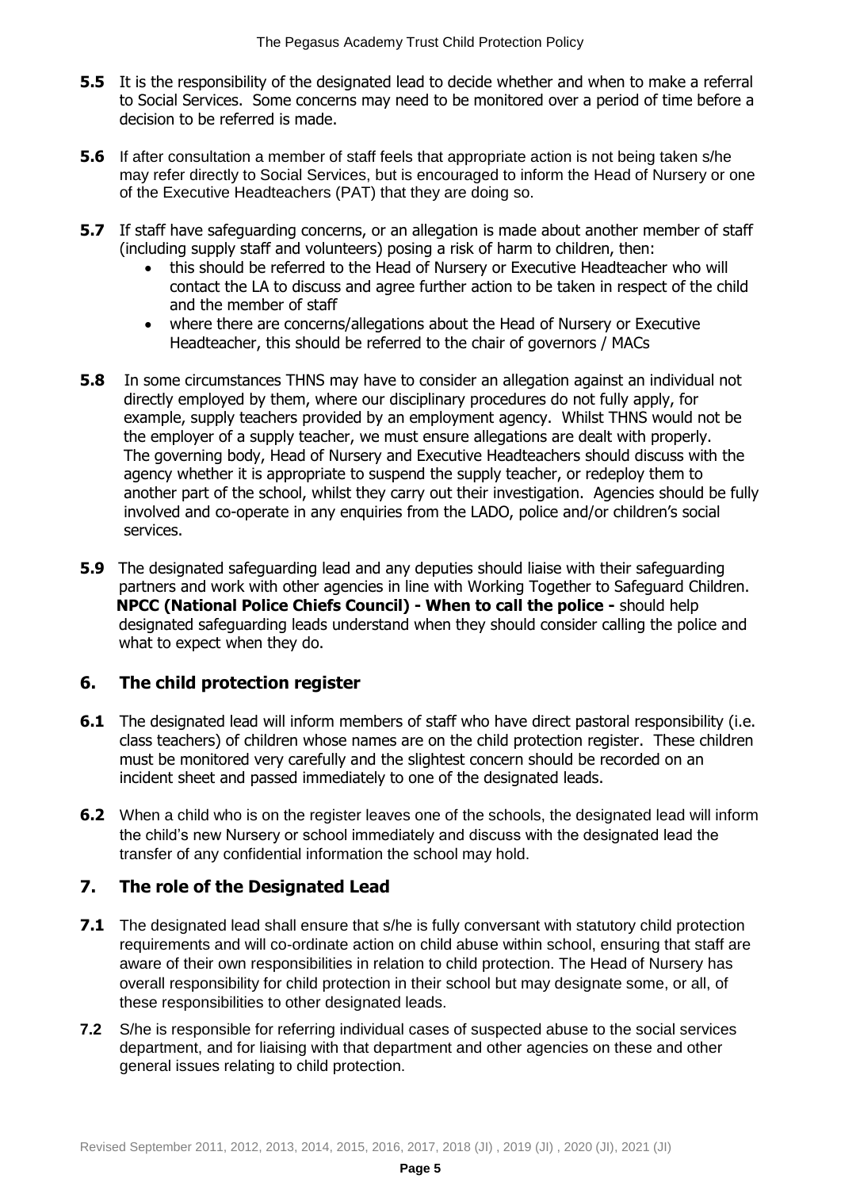**5.5** It is the responsibility of the designated lead to decide whether and when to make a referral to Social Services. Some concerns may need to be monitored over a period of time before a decision to be referred is made.

**5.6** If after consultation a member of staff feels that appropriate action is not being taken s/he may refer directly to Social Services, but is encouraged to inform the Head of Nursery or one of the Executive Headteachers (PAT) that they are doing so.

**5.7** If staff have safeguarding concerns, or an allegation is made about another member of staff (including supply staff and volunteers) posing a risk of harm to children, then:

- this should be referred to the Head of Nursery or Executive Headteacher who will contact the LA to discuss and agree further action to be taken in respect of the child and the member of staff
- where there are concerns/allegations about the Head of Nursery or Executive Headteacher, this should be referred to the chair of governors / MACs

**5.8** In some circumstances THNS may have to consider an allegation against an individual not directly employed by them, where our disciplinary procedures do not fully apply, for example, supply teachers provided by an employment agency. Whilst THNS would not be the employer of a supply teacher, we must ensure allegations are dealt with properly. The governing body, Head of Nursery and Executive Headteachers should discuss with the agency whether it is appropriate to suspend the supply teacher, or redeploy them to another part of the school, whilst they carry out their investigation. Agencies should be fully involved and co-operate in any enquiries from the LADO, police and/or children's social services.

**5.9** The designated safeguarding lead and any deputies should liaise with their safeguarding partners and work with other agencies in line with Working Together to Safeguard Children. **NPCC (National Police Chiefs Council) - When to call the police -** should help designated safeguarding leads understand when they should consider calling the police and what to expect when they do.

## 6. The child protection register

**6.1** The designated lead will inform members of staff who have direct pastoral responsibility (i.e. class teachers) of children whose names are on the child protection register. These children must be monitored very carefully and the slightest concern should be recorded on an incident sheet and passed immediately to one of the designated leads.

**6.2** When a child who is on the register leaves one of the schools, the designated lead will inform the child's new Nursery or school immediately and discuss with the designated lead the transfer of any confidential information the school may hold.

## 7. The role of the Designated Lead

**7.1** The designated lead shall ensure that s/he is fully conversant with statutory child protection requirements and will co-ordinate action on child abuse within school, ensuring that staff are aware of their own responsibilities in relation to child protection. The Head of Nursery has overall responsibility for child protection in their school but may designate some, or all, of these responsibilities to other designated leads.

**7.2** S/he is responsible for referring individual cases of suspected abuse to the social services department, and for liaising with that department and other agencies on these and other general issues relating to child protection.

Revised September 2011, 2012, 2013, 2014, 2015, 2016, 2017, 2018 (JI) , 2019 (JI) , 2020 (JI), 2021 (JI)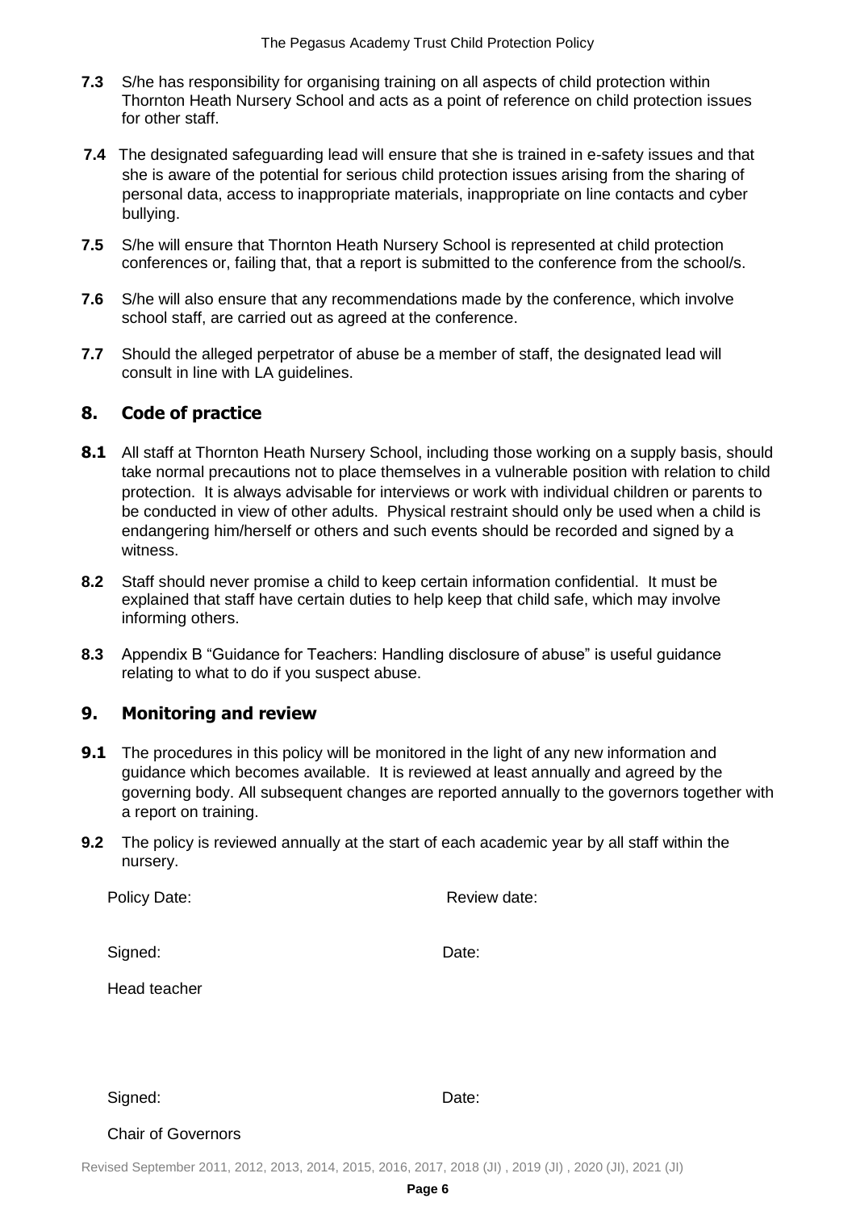**7.3** S/he has responsibility for organising training on all aspects of child protection within Thornton Heath Nursery School and acts as a point of reference on child protection issues for other staff.

**7.4** The designated safeguarding lead will ensure that she is trained in e-safety issues and that she is aware of the potential for serious child protection issues arising from the sharing of personal data, access to inappropriate materials, inappropriate on line contacts and cyber bullying.

**7.5** S/he will ensure that Thornton Heath Nursery School is represented at child protection conferences or, failing that, that a report is submitted to the conference from the school/s.

**7.6** S/he will also ensure that any recommendations made by the conference, which involve school staff, are carried out as agreed at the conference.

**7.7** Should the alleged perpetrator of abuse be a member of staff, the designated lead will consult in line with LA guidelines.

## 8. Code of practice

**8.1** All staff at Thornton Heath Nursery School, including those working on a supply basis, should take normal precautions not to place themselves in a vulnerable position with relation to child protection. It is always advisable for interviews or work with individual children or parents to be conducted in view of other adults. Physical restraint should only be used when a child is endangering him/herself or others and such events should be recorded and signed by a witness.

**8.2** Staff should never promise a child to keep certain information confidential. It must be explained that staff have certain duties to help keep that child safe, which may involve informing others.

**8.3** Appendix B "Guidance for Teachers: Handling disclosure of abuse" is useful guidance relating to what to do if you suspect abuse.

## 9. Monitoring and review

**9.1** The procedures in this policy will be monitored in the light of any new information and guidance which becomes available. It is reviewed at least annually and agreed by the governing body. All subsequent changes are reported annually to the governors together with a report on training.

**9.2** The policy is reviewed annually at the start of each academic year by all staff within the nursery.

Policy Date: Review date:

Signed: Date:

Head teacher

Signed: Date:

Chair of Governors

Revised September 2011, 2012, 2013, 2014, 2015, 2016, 2017, 2018 (JI) , 2019 (JI) , 2020 (JI), 2021 (JI)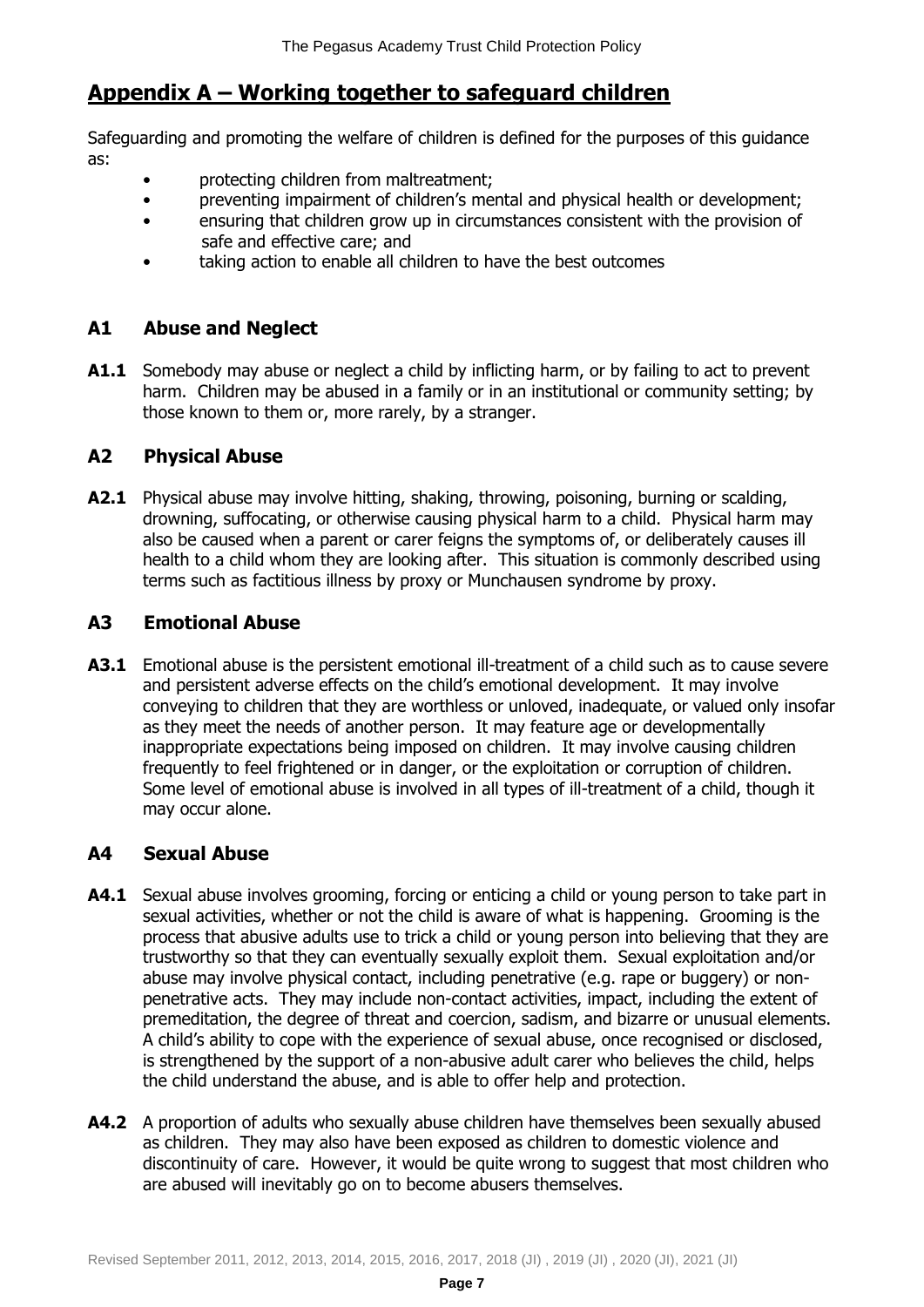# Appendix A – Working together to safeguard children

Safeguarding and promoting the welfare of children is defined for the purposes of this guidance as:

- protecting children from maltreatment;
- preventing impairment of children's mental and physical health or development;
- ensuring that children grow up in circumstances consistent with the provision of safe and effective care; and
- taking action to enable all children to have the best outcomes

## A1 Abuse and Neglect

**A1.1** Somebody may abuse or neglect a child by inflicting harm, or by failing to act to prevent harm. Children may be abused in a family or in an institutional or community setting; by those known to them or, more rarely, by a stranger.

## A2 Physical Abuse

**A2.1** Physical abuse may involve hitting, shaking, throwing, poisoning, burning or scalding, drowning, suffocating, or otherwise causing physical harm to a child. Physical harm may also be caused when a parent or carer feigns the symptoms of, or deliberately causes ill health to a child whom they are looking after. This situation is commonly described using terms such as factitious illness by proxy or Munchausen syndrome by proxy.

## A3 Emotional Abuse

**A3.1** Emotional abuse is the persistent emotional ill-treatment of a child such as to cause severe and persistent adverse effects on the child's emotional development. It may involve conveying to children that they are worthless or unloved, inadequate, or valued only insofar as they meet the needs of another person. It may feature age or developmentally inappropriate expectations being imposed on children. It may involve causing children frequently to feel frightened or in danger, or the exploitation or corruption of children. Some level of emotional abuse is involved in all types of ill-treatment of a child, though it may occur alone.

## A4 Sexual Abuse

**A4.1** Sexual abuse involves grooming, forcing or enticing a child or young person to take part in sexual activities, whether or not the child is aware of what is happening. Grooming is the process that abusive adults use to trick a child or young person into believing that they are trustworthy so that they can eventually sexually exploit them. Sexual exploitation and/or abuse may involve physical contact, including penetrative (e.g. rape or buggery) or non-penetrative acts. They may include non-contact activities, impact, including the extent of premeditation, the degree of threat and coercion, sadism, and bizarre or unusual elements. A child's ability to cope with the experience of sexual abuse, once recognised or disclosed, is strengthened by the support of a non-abusive adult carer who believes the child, helps the child understand the abuse, and is able to offer help and protection.

**A4.2** A proportion of adults who sexually abuse children have themselves been sexually abused as children. They may also have been exposed as children to domestic violence and discontinuity of care. However, it would be quite wrong to suggest that most children who are abused will inevitably go on to become abusers themselves.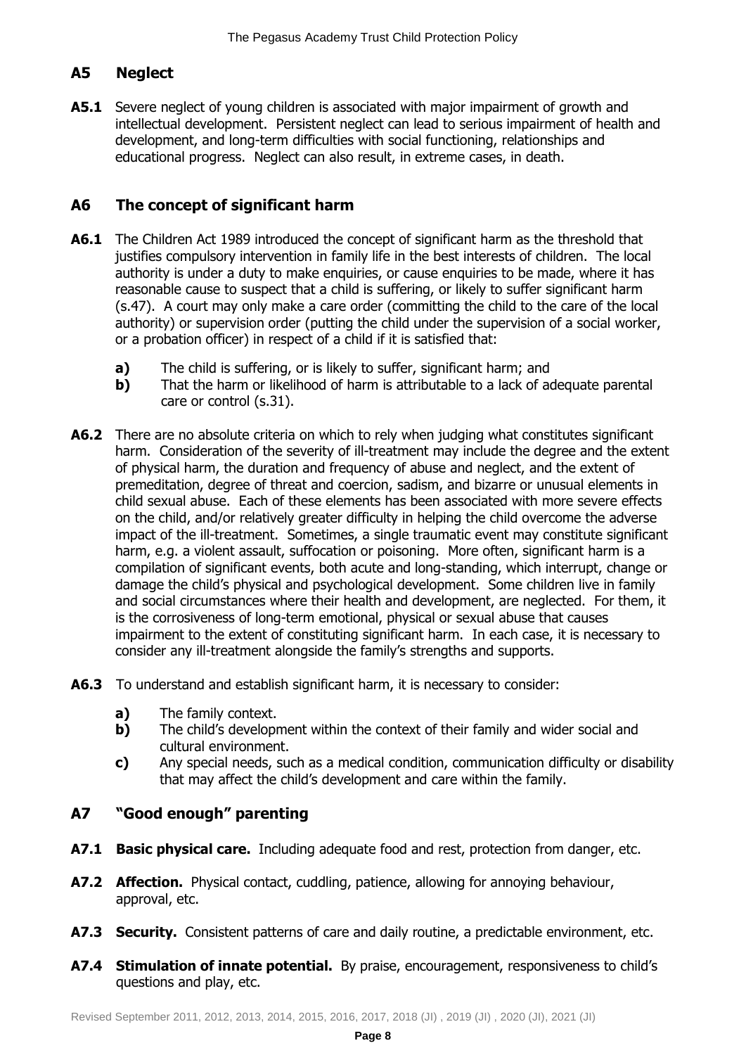## A5 Neglect

**A5.1** Severe neglect of young children is associated with major impairment of growth and intellectual development. Persistent neglect can lead to serious impairment of health and development, and long-term difficulties with social functioning, relationships and educational progress. Neglect can also result, in extreme cases, in death.

## A6 The concept of significant harm

**A6.1** The Children Act 1989 introduced the concept of significant harm as the threshold that justifies compulsory intervention in family life in the best interests of children. The local authority is under a duty to make enquiries, or cause enquiries to be made, where it has reasonable cause to suspect that a child is suffering, or likely to suffer significant harm (s.47). A court may only make a care order (committing the child to the care of the local authority) or supervision order (putting the child under the supervision of a social worker, or a probation officer) in respect of a child if it is satisfied that:

- **a)** The child is suffering, or is likely to suffer, significant harm; and
- **b)** That the harm or likelihood of harm is attributable to a lack of adequate parental care or control (s.31).

**A6.2** There are no absolute criteria on which to rely when judging what constitutes significant harm. Consideration of the severity of ill-treatment may include the degree and the extent of physical harm, the duration and frequency of abuse and neglect, and the extent of premeditation, degree of threat and coercion, sadism, and bizarre or unusual elements in child sexual abuse. Each of these elements has been associated with more severe effects on the child, and/or relatively greater difficulty in helping the child overcome the adverse impact of the ill-treatment. Sometimes, a single traumatic event may constitute significant harm, e.g. a violent assault, suffocation or poisoning. More often, significant harm is a compilation of significant events, both acute and long-standing, which interrupt, change or damage the child's physical and psychological development. Some children live in family and social circumstances where their health and development, are neglected. For them, it is the corrosiveness of long-term emotional, physical or sexual abuse that causes impairment to the extent of constituting significant harm. In each case, it is necessary to consider any ill-treatment alongside the family's strengths and supports.

**A6.3** To understand and establish significant harm, it is necessary to consider:

- **a)** The family context.
- **b)** The child's development within the context of their family and wider social and cultural environment.
- **c)** Any special needs, such as a medical condition, communication difficulty or disability that may affect the child's development and care within the family.

## A7 "Good enough" parenting

**A7.1** **Basic physical care.** Including adequate food and rest, protection from danger, etc.

**A7.2** **Affection.** Physical contact, cuddling, patience, allowing for annoying behaviour, approval, etc.

**A7.3** **Security.** Consistent patterns of care and daily routine, a predictable environment, etc.

**A7.4** **Stimulation of innate potential.** By praise, encouragement, responsiveness to child's questions and play, etc.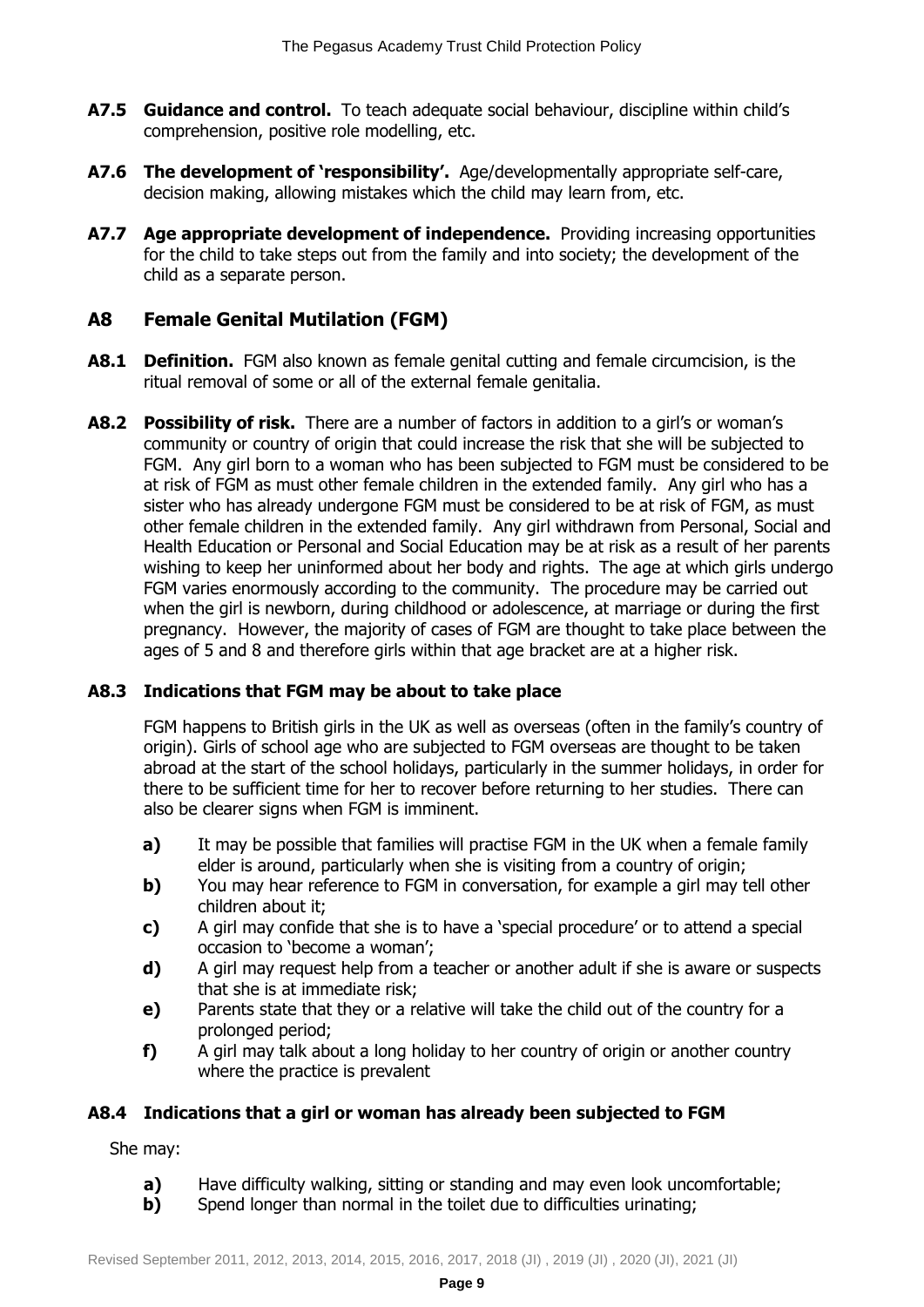**A7.5 Guidance and control.** To teach adequate social behaviour, discipline within child's comprehension, positive role modelling, etc.

**A7.6 The development of 'responsibility'.** Age/developmentally appropriate self-care, decision making, allowing mistakes which the child may learn from, etc.

**A7.7 Age appropriate development of independence.** Providing increasing opportunities for the child to take steps out from the family and into society; the development of the child as a separate person.

## A8 Female Genital Mutilation (FGM)

**A8.1 Definition.** FGM also known as female genital cutting and female circumcision, is the ritual removal of some or all of the external female genitalia.

**A8.2 Possibility of risk.** There are a number of factors in addition to a girl's or woman's community or country of origin that could increase the risk that she will be subjected to FGM. Any girl born to a woman who has been subjected to FGM must be considered to be at risk of FGM as must other female children in the extended family. Any girl who has a sister who has already undergone FGM must be considered to be at risk of FGM, as must other female children in the extended family. Any girl withdrawn from Personal, Social and Health Education or Personal and Social Education may be at risk as a result of her parents wishing to keep her uninformed about her body and rights. The age at which girls undergo FGM varies enormously according to the community. The procedure may be carried out when the girl is newborn, during childhood or adolescence, at marriage or during the first pregnancy. However, the majority of cases of FGM are thought to take place between the ages of 5 and 8 and therefore girls within that age bracket are at a higher risk.

### A8.3 Indications that FGM may be about to take place

FGM happens to British girls in the UK as well as overseas (often in the family's country of origin). Girls of school age who are subjected to FGM overseas are thought to be taken abroad at the start of the school holidays, particularly in the summer holidays, in order for there to be sufficient time for her to recover before returning to her studies. There can also be clearer signs when FGM is imminent.

- **a)** It may be possible that families will practise FGM in the UK when a female family elder is around, particularly when she is visiting from a country of origin;
- **b)** You may hear reference to FGM in conversation, for example a girl may tell other children about it;
- **c)** A girl may confide that she is to have a 'special procedure' or to attend a special occasion to 'become a woman';
- **d)** A girl may request help from a teacher or another adult if she is aware or suspects that she is at immediate risk;
- **e)** Parents state that they or a relative will take the child out of the country for a prolonged period;
- **f)** A girl may talk about a long holiday to her country of origin or another country where the practice is prevalent

### A8.4 Indications that a girl or woman has already been subjected to FGM

She may:

- **a)** Have difficulty walking, sitting or standing and may even look uncomfortable;
- **b)** Spend longer than normal in the toilet due to difficulties urinating;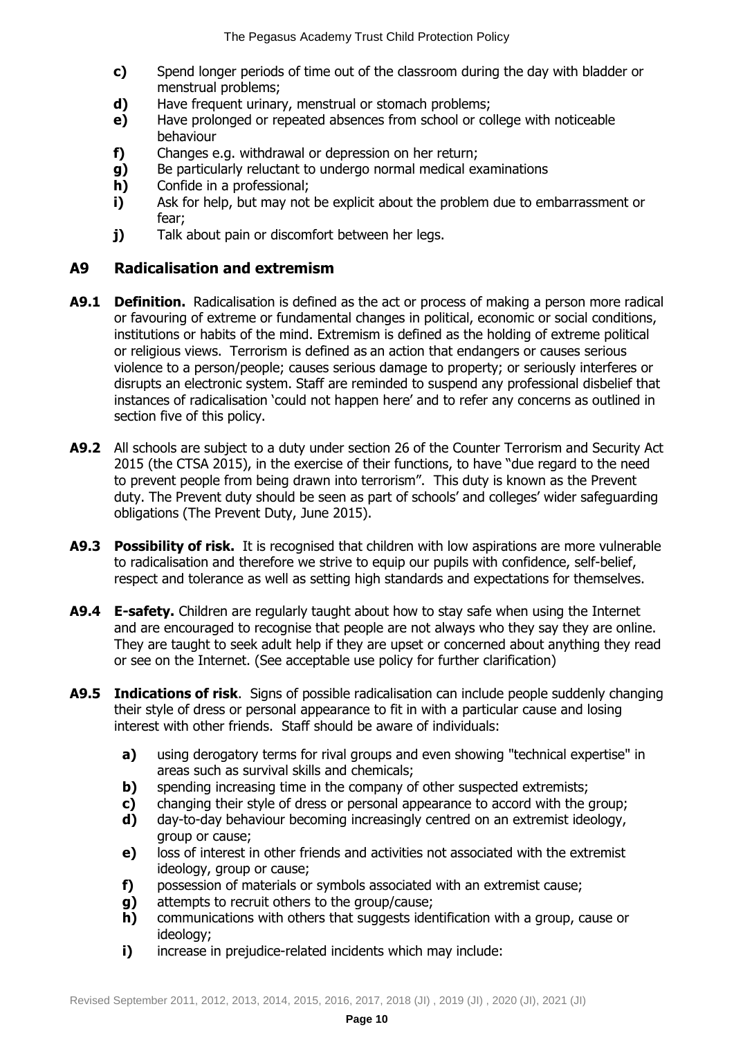- **c)** Spend longer periods of time out of the classroom during the day with bladder or menstrual problems;
- **d)** Have frequent urinary, menstrual or stomach problems;
- **e)** Have prolonged or repeated absences from school or college with noticeable behaviour
- **f)** Changes e.g. withdrawal or depression on her return;
- **g)** Be particularly reluctant to undergo normal medical examinations
- **h)** Confide in a professional;
- **i)** Ask for help, but may not be explicit about the problem due to embarrassment or fear;
- **j)** Talk about pain or discomfort between her legs.

## A9 Radicalisation and extremism

**A9.1 Definition.** Radicalisation is defined as the act or process of making a person more radical or favouring of extreme or fundamental changes in political, economic or social conditions, institutions or habits of the mind. Extremism is defined as the holding of extreme political or religious views. Terrorism is defined as an action that endangers or causes serious violence to a person/people; causes serious damage to property; or seriously interferes or disrupts an electronic system. Staff are reminded to suspend any professional disbelief that instances of radicalisation 'could not happen here' and to refer any concerns as outlined in section five of this policy.

**A9.2** All schools are subject to a duty under section 26 of the Counter Terrorism and Security Act 2015 (the CTSA 2015), in the exercise of their functions, to have "due regard to the need to prevent people from being drawn into terrorism". This duty is known as the Prevent duty. The Prevent duty should be seen as part of schools' and colleges' wider safeguarding obligations (The Prevent Duty, June 2015).

**A9.3 Possibility of risk.** It is recognised that children with low aspirations are more vulnerable to radicalisation and therefore we strive to equip our pupils with confidence, self-belief, respect and tolerance as well as setting high standards and expectations for themselves.

**A9.4 E-safety.** Children are regularly taught about how to stay safe when using the Internet and are encouraged to recognise that people are not always who they say they are online. They are taught to seek adult help if they are upset or concerned about anything they read or see on the Internet. (See acceptable use policy for further clarification)

**A9.5 Indications of risk**. Signs of possible radicalisation can include people suddenly changing their style of dress or personal appearance to fit in with a particular cause and losing interest with other friends. Staff should be aware of individuals:

- **a)** using derogatory terms for rival groups and even showing "technical expertise" in areas such as survival skills and chemicals;
- **b)** spending increasing time in the company of other suspected extremists;
- **c)** changing their style of dress or personal appearance to accord with the group;
- **d)** day-to-day behaviour becoming increasingly centred on an extremist ideology, group or cause;
- **e)** loss of interest in other friends and activities not associated with the extremist ideology, group or cause;
- **f)** possession of materials or symbols associated with an extremist cause;
- **g)** attempts to recruit others to the group/cause;
- **h)** communications with others that suggests identification with a group, cause or ideology;
- **i)** increase in prejudice-related incidents which may include: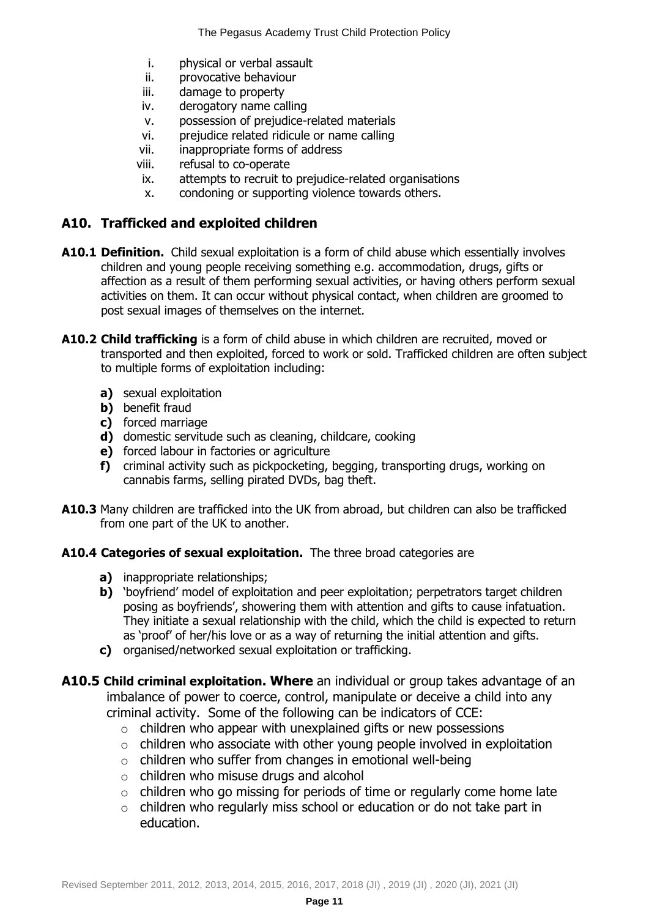i. physical or verbal assault
ii. provocative behaviour
iii. damage to property
iv. derogatory name calling
v. possession of prejudice-related materials
vi. prejudice related ridicule or name calling
vii. inappropriate forms of address
viii. refusal to co-operate
ix. attempts to recruit to prejudice-related organisations
x. condoning or supporting violence towards others.

## A10. Trafficked and exploited children

**A10.1 Definition.** Child sexual exploitation is a form of child abuse which essentially involves children and young people receiving something e.g. accommodation, drugs, gifts or affection as a result of them performing sexual activities, or having others perform sexual activities on them. It can occur without physical contact, when children are groomed to post sexual images of themselves on the internet.

**A10.2 Child trafficking** is a form of child abuse in which children are recruited, moved or transported and then exploited, forced to work or sold. Trafficked children are often subject to multiple forms of exploitation including:

- **a)** sexual exploitation
- **b)** benefit fraud
- **c)** forced marriage
- **d)** domestic servitude such as cleaning, childcare, cooking
- **e)** forced labour in factories or agriculture
- **f)** criminal activity such as pickpocketing, begging, transporting drugs, working on cannabis farms, selling pirated DVDs, bag theft.

**A10.3** Many children are trafficked into the UK from abroad, but children can also be trafficked from one part of the UK to another.

**A10.4 Categories of sexual exploitation.** The three broad categories are

- **a)** inappropriate relationships;
- **b)** 'boyfriend' model of exploitation and peer exploitation; perpetrators target children posing as boyfriends', showering them with attention and gifts to cause infatuation. They initiate a sexual relationship with the child, which the child is expected to return as 'proof' of her/his love or as a way of returning the initial attention and gifts.
- **c)** organised/networked sexual exploitation or trafficking.

**A10.5 Child criminal exploitation. Where** an individual or group takes advantage of an imbalance of power to coerce, control, manipulate or deceive a child into any criminal activity. Some of the following can be indicators of CCE:

- children who appear with unexplained gifts or new possessions
- children who associate with other young people involved in exploitation
- children who suffer from changes in emotional well-being
- children who misuse drugs and alcohol
- children who go missing for periods of time or regularly come home late
- children who regularly miss school or education or do not take part in education.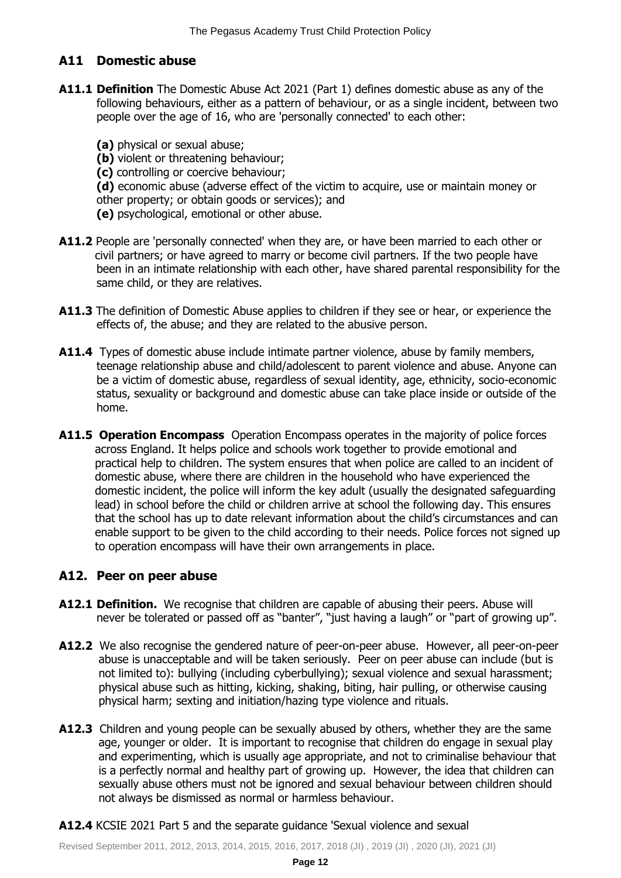## A11 Domestic abuse

**A11.1 Definition** The Domestic Abuse Act 2021 (Part 1) defines domestic abuse as any of the following behaviours, either as a pattern of behaviour, or as a single incident, between two people over the age of 16, who are 'personally connected' to each other:

**(a)** physical or sexual abuse;
**(b)** violent or threatening behaviour;
**(c)** controlling or coercive behaviour;
**(d)** economic abuse (adverse effect of the victim to acquire, use or maintain money or other property; or obtain goods or services); and
**(e)** psychological, emotional or other abuse.

**A11.2** People are 'personally connected' when they are, or have been married to each other or civil partners; or have agreed to marry or become civil partners. If the two people have been in an intimate relationship with each other, have shared parental responsibility for the same child, or they are relatives.

**A11.3** The definition of Domestic Abuse applies to children if they see or hear, or experience the effects of, the abuse; and they are related to the abusive person.

**A11.4** Types of domestic abuse include intimate partner violence, abuse by family members, teenage relationship abuse and child/adolescent to parent violence and abuse. Anyone can be a victim of domestic abuse, regardless of sexual identity, age, ethnicity, socio-economic status, sexuality or background and domestic abuse can take place inside or outside of the home.

**A11.5 Operation Encompass** Operation Encompass operates in the majority of police forces across England. It helps police and schools work together to provide emotional and practical help to children. The system ensures that when police are called to an incident of domestic abuse, where there are children in the household who have experienced the domestic incident, the police will inform the key adult (usually the designated safeguarding lead) in school before the child or children arrive at school the following day. This ensures that the school has up to date relevant information about the child's circumstances and can enable support to be given to the child according to their needs. Police forces not signed up to operation encompass will have their own arrangements in place.

## A12. Peer on peer abuse

**A12.1 Definition.** We recognise that children are capable of abusing their peers. Abuse will never be tolerated or passed off as "banter", "just having a laugh" or "part of growing up".

**A12.2** We also recognise the gendered nature of peer-on-peer abuse. However, all peer-on-peer abuse is unacceptable and will be taken seriously. Peer on peer abuse can include (but is not limited to): bullying (including cyberbullying); sexual violence and sexual harassment; physical abuse such as hitting, kicking, shaking, biting, hair pulling, or otherwise causing physical harm; sexting and initiation/hazing type violence and rituals.

**A12.3** Children and young people can be sexually abused by others, whether they are the same age, younger or older. It is important to recognise that children do engage in sexual play and experimenting, which is usually age appropriate, and not to criminalise behaviour that is a perfectly normal and healthy part of growing up. However, the idea that children can sexually abuse others must not be ignored and sexual behaviour between children should not always be dismissed as normal or harmless behaviour.

**A12.4** KCSIE 2021 Part 5 and the separate guidance 'Sexual violence and sexual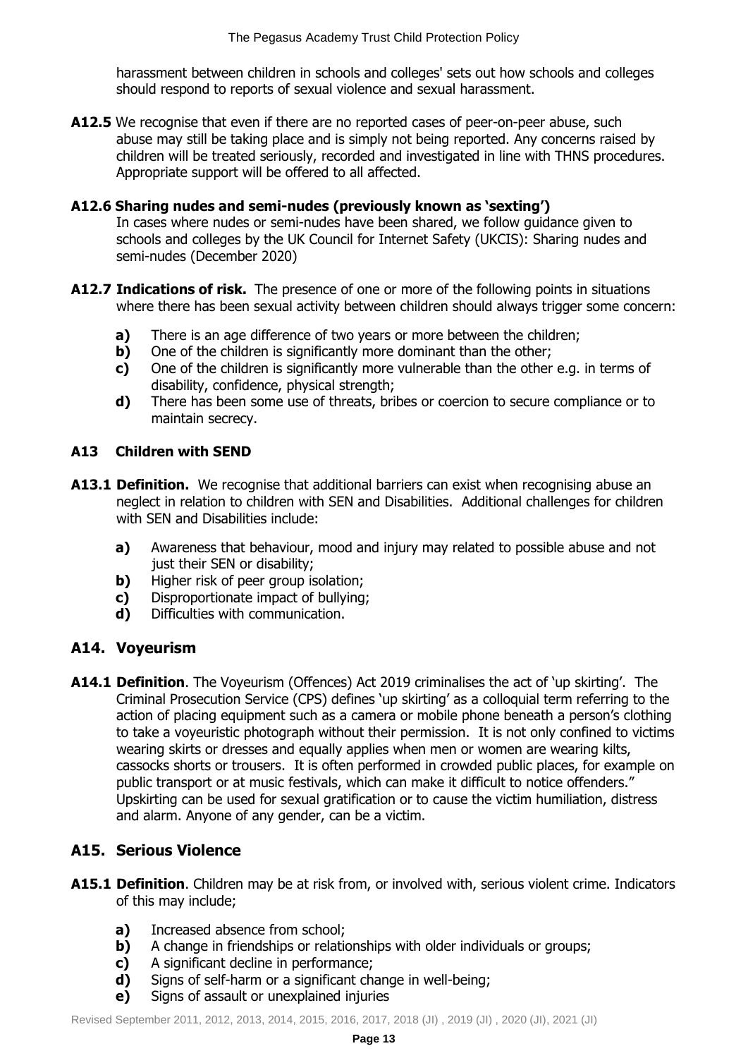harassment between children in schools and colleges' sets out how schools and colleges should respond to reports of sexual violence and sexual harassment.

**A12.5** We recognise that even if there are no reported cases of peer-on-peer abuse, such abuse may still be taking place and is simply not being reported. Any concerns raised by children will be treated seriously, recorded and investigated in line with THNS procedures. Appropriate support will be offered to all affected.

**A12.6 Sharing nudes and semi-nudes (previously known as 'sexting')**
In cases where nudes or semi-nudes have been shared, we follow guidance given to schools and colleges by the UK Council for Internet Safety (UKCIS): Sharing nudes and semi-nudes (December 2020)

**A12.7 Indications of risk.** The presence of one or more of the following points in situations where there has been sexual activity between children should always trigger some concern:

- **a)** There is an age difference of two years or more between the children;
- **b)** One of the children is significantly more dominant than the other;
- **c)** One of the children is significantly more vulnerable than the other e.g. in terms of disability, confidence, physical strength;
- **d)** There has been some use of threats, bribes or coercion to secure compliance or to maintain secrecy.

### A13 Children with SEND

**A13.1 Definition.** We recognise that additional barriers can exist when recognising abuse an neglect in relation to children with SEN and Disabilities. Additional challenges for children with SEN and Disabilities include:

- **a)** Awareness that behaviour, mood and injury may related to possible abuse and not just their SEN or disability;
- **b)** Higher risk of peer group isolation;
- **c)** Disproportionate impact of bullying;
- **d)** Difficulties with communication.

## A14. Voyeurism

**A14.1 Definition**. The Voyeurism (Offences) Act 2019 criminalises the act of 'up skirting'. The Criminal Prosecution Service (CPS) defines 'up skirting' as a colloquial term referring to the action of placing equipment such as a camera or mobile phone beneath a person's clothing to take a voyeuristic photograph without their permission. It is not only confined to victims wearing skirts or dresses and equally applies when men or women are wearing kilts, cassocks shorts or trousers. It is often performed in crowded public places, for example on public transport or at music festivals, which can make it difficult to notice offenders." Upskirting can be used for sexual gratification or to cause the victim humiliation, distress and alarm. Anyone of any gender, can be a victim.

## A15. Serious Violence

**A15.1 Definition**. Children may be at risk from, or involved with, serious violent crime. Indicators of this may include;

- **a)** Increased absence from school;
- **b)** A change in friendships or relationships with older individuals or groups;
- **c)** A significant decline in performance;
- **d)** Signs of self-harm or a significant change in well-being;
- **e)** Signs of assault or unexplained injuries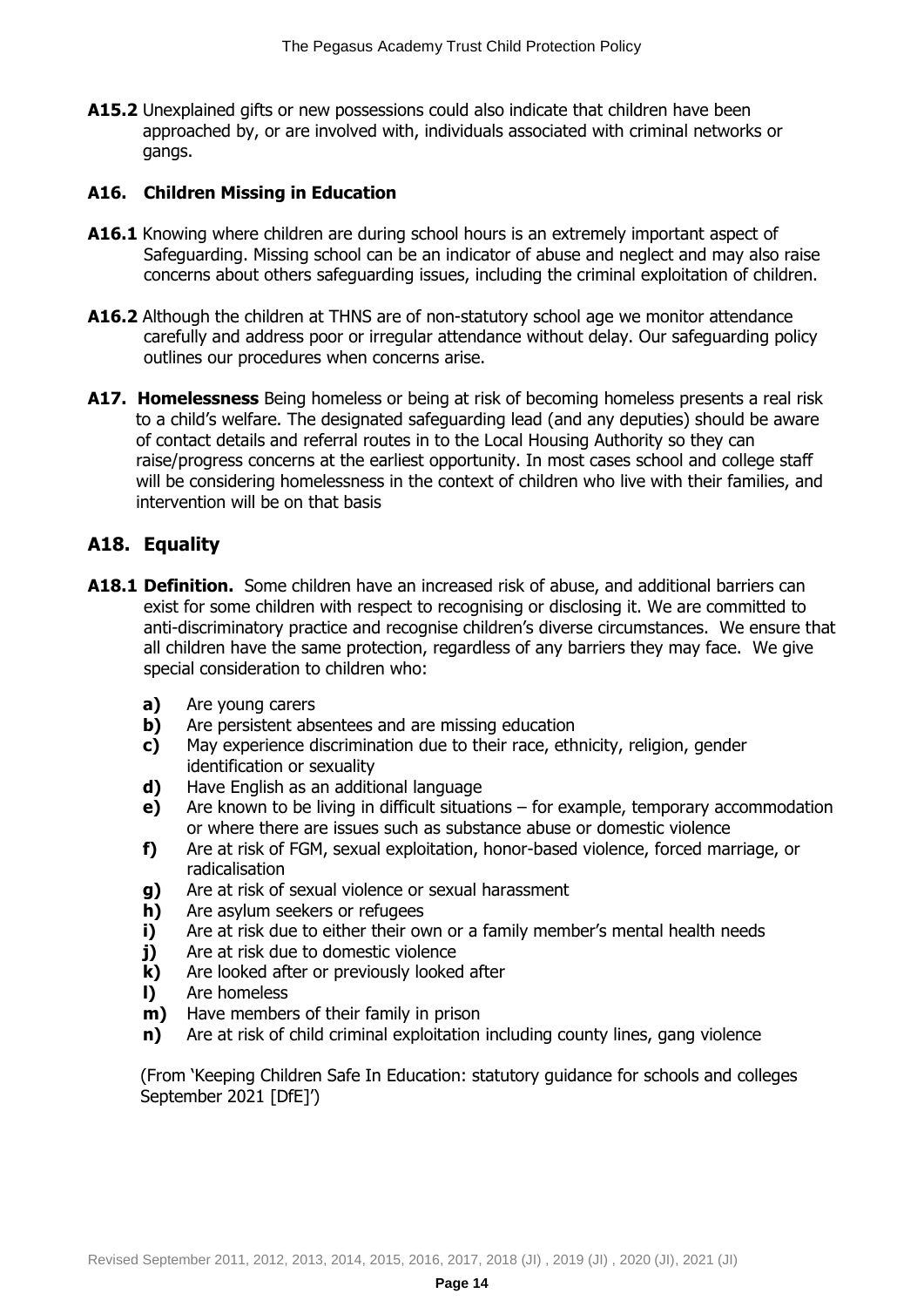**A15.2** Unexplained gifts or new possessions could also indicate that children have been approached by, or are involved with, individuals associated with criminal networks or gangs.

### A16. Children Missing in Education

**A16.1** Knowing where children are during school hours is an extremely important aspect of Safeguarding. Missing school can be an indicator of abuse and neglect and may also raise concerns about others safeguarding issues, including the criminal exploitation of children.

**A16.2** Although the children at THNS are of non-statutory school age we monitor attendance carefully and address poor or irregular attendance without delay. Our safeguarding policy outlines our procedures when concerns arise.

**A17. Homelessness** Being homeless or being at risk of becoming homeless presents a real risk to a child's welfare. The designated safeguarding lead (and any deputies) should be aware of contact details and referral routes in to the Local Housing Authority so they can raise/progress concerns at the earliest opportunity. In most cases school and college staff will be considering homelessness in the context of children who live with their families, and intervention will be on that basis

## A18. Equality

**A18.1 Definition.** Some children have an increased risk of abuse, and additional barriers can exist for some children with respect to recognising or disclosing it. We are committed to anti-discriminatory practice and recognise children's diverse circumstances. We ensure that all children have the same protection, regardless of any barriers they may face. We give special consideration to children who:

- **a)** Are young carers
- **b)** Are persistent absentees and are missing education
- **c)** May experience discrimination due to their race, ethnicity, religion, gender identification or sexuality
- **d)** Have English as an additional language
- **e)** Are known to be living in difficult situations – for example, temporary accommodation or where there are issues such as substance abuse or domestic violence
- **f)** Are at risk of FGM, sexual exploitation, honor-based violence, forced marriage, or radicalisation
- **g)** Are at risk of sexual violence or sexual harassment
- **h)** Are asylum seekers or refugees
- **i)** Are at risk due to either their own or a family member's mental health needs
- **j)** Are at risk due to domestic violence
- **k)** Are looked after or previously looked after
- **l)** Are homeless
- **m)** Have members of their family in prison
- **n)** Are at risk of child criminal exploitation including county lines, gang violence

(From 'Keeping Children Safe In Education: statutory guidance for schools and colleges September 2021 [DfE]')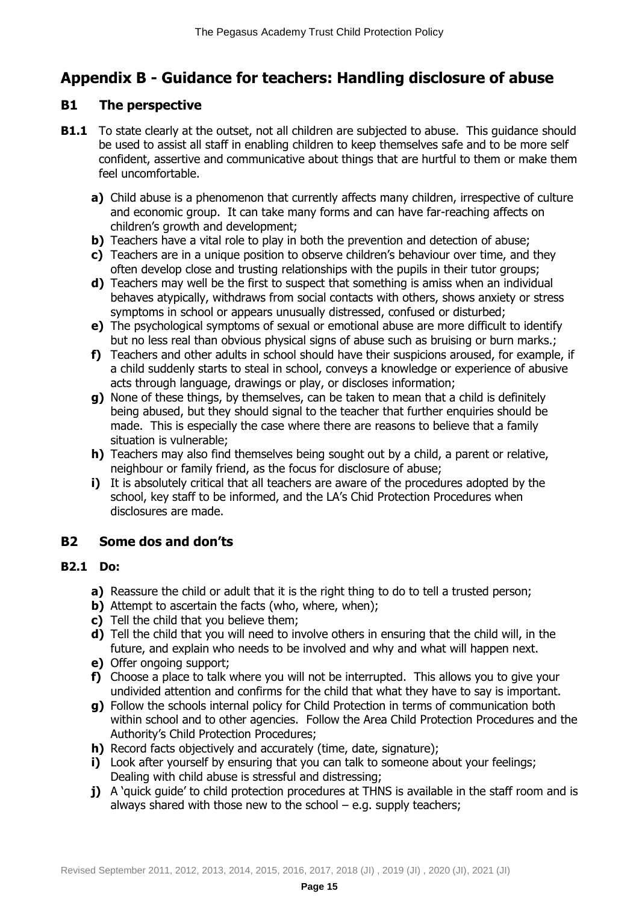# Appendix B - Guidance for teachers: Handling disclosure of abuse

## B1 The perspective

**B1.1** To state clearly at the outset, not all children are subjected to abuse. This guidance should be used to assist all staff in enabling children to keep themselves safe and to be more self confident, assertive and communicative about things that are hurtful to them or make them feel uncomfortable.

- **a)** Child abuse is a phenomenon that currently affects many children, irrespective of culture and economic group. It can take many forms and can have far-reaching affects on children's growth and development;
- **b)** Teachers have a vital role to play in both the prevention and detection of abuse;
- **c)** Teachers are in a unique position to observe children's behaviour over time, and they often develop close and trusting relationships with the pupils in their tutor groups;
- **d)** Teachers may well be the first to suspect that something is amiss when an individual behaves atypically, withdraws from social contacts with others, shows anxiety or stress symptoms in school or appears unusually distressed, confused or disturbed;
- **e)** The psychological symptoms of sexual or emotional abuse are more difficult to identify but no less real than obvious physical signs of abuse such as bruising or burn marks.;
- **f)** Teachers and other adults in school should have their suspicions aroused, for example, if a child suddenly starts to steal in school, conveys a knowledge or experience of abusive acts through language, drawings or play, or discloses information;
- **g)** None of these things, by themselves, can be taken to mean that a child is definitely being abused, but they should signal to the teacher that further enquiries should be made. This is especially the case where there are reasons to believe that a family situation is vulnerable;
- **h)** Teachers may also find themselves being sought out by a child, a parent or relative, neighbour or family friend, as the focus for disclosure of abuse;
- **i)** It is absolutely critical that all teachers are aware of the procedures adopted by the school, key staff to be informed, and the LA's Chid Protection Procedures when disclosures are made.

## B2 Some dos and don'ts

### B2.1 Do:

- **a)** Reassure the child or adult that it is the right thing to do to tell a trusted person;
- **b)** Attempt to ascertain the facts (who, where, when);
- **c)** Tell the child that you believe them;
- **d)** Tell the child that you will need to involve others in ensuring that the child will, in the future, and explain who needs to be involved and why and what will happen next.
- **e)** Offer ongoing support;
- **f)** Choose a place to talk where you will not be interrupted. This allows you to give your undivided attention and confirms for the child that what they have to say is important.
- **g)** Follow the schools internal policy for Child Protection in terms of communication both within school and to other agencies. Follow the Area Child Protection Procedures and the Authority's Child Protection Procedures;
- **h)** Record facts objectively and accurately (time, date, signature);
- **i)** Look after yourself by ensuring that you can talk to someone about your feelings; Dealing with child abuse is stressful and distressing;
- **j)** A 'quick guide' to child protection procedures at THNS is available in the staff room and is always shared with those new to the school – e.g. supply teachers;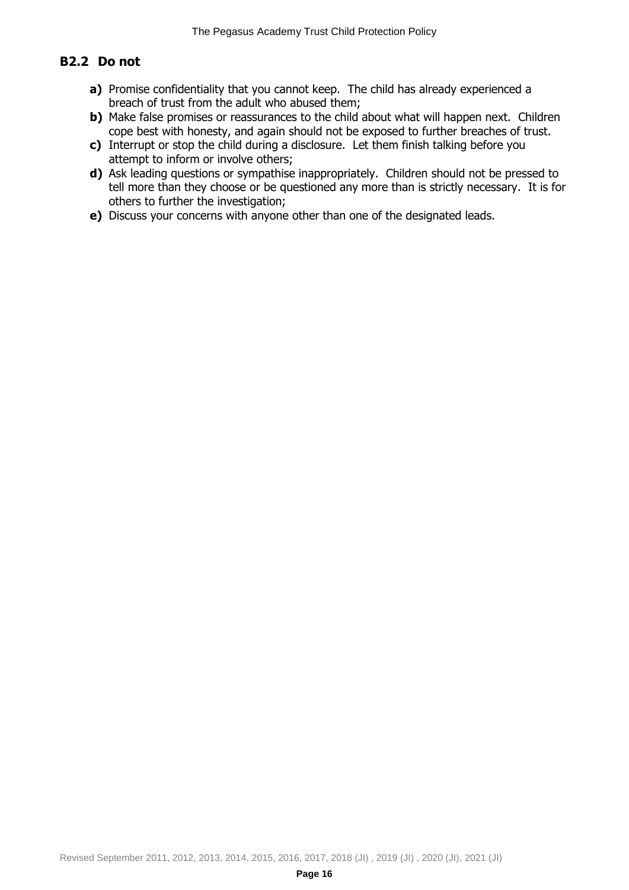## B2.2 Do not

- **a)** Promise confidentiality that you cannot keep. The child has already experienced a breach of trust from the adult who abused them;
- **b)** Make false promises or reassurances to the child about what will happen next. Children cope best with honesty, and again should not be exposed to further breaches of trust.
- **c)** Interrupt or stop the child during a disclosure. Let them finish talking before you attempt to inform or involve others;
- **d)** Ask leading questions or sympathise inappropriately. Children should not be pressed to tell more than they choose or be questioned any more than is strictly necessary. It is for others to further the investigation;
- **e)** Discuss your concerns with anyone other than one of the designated leads.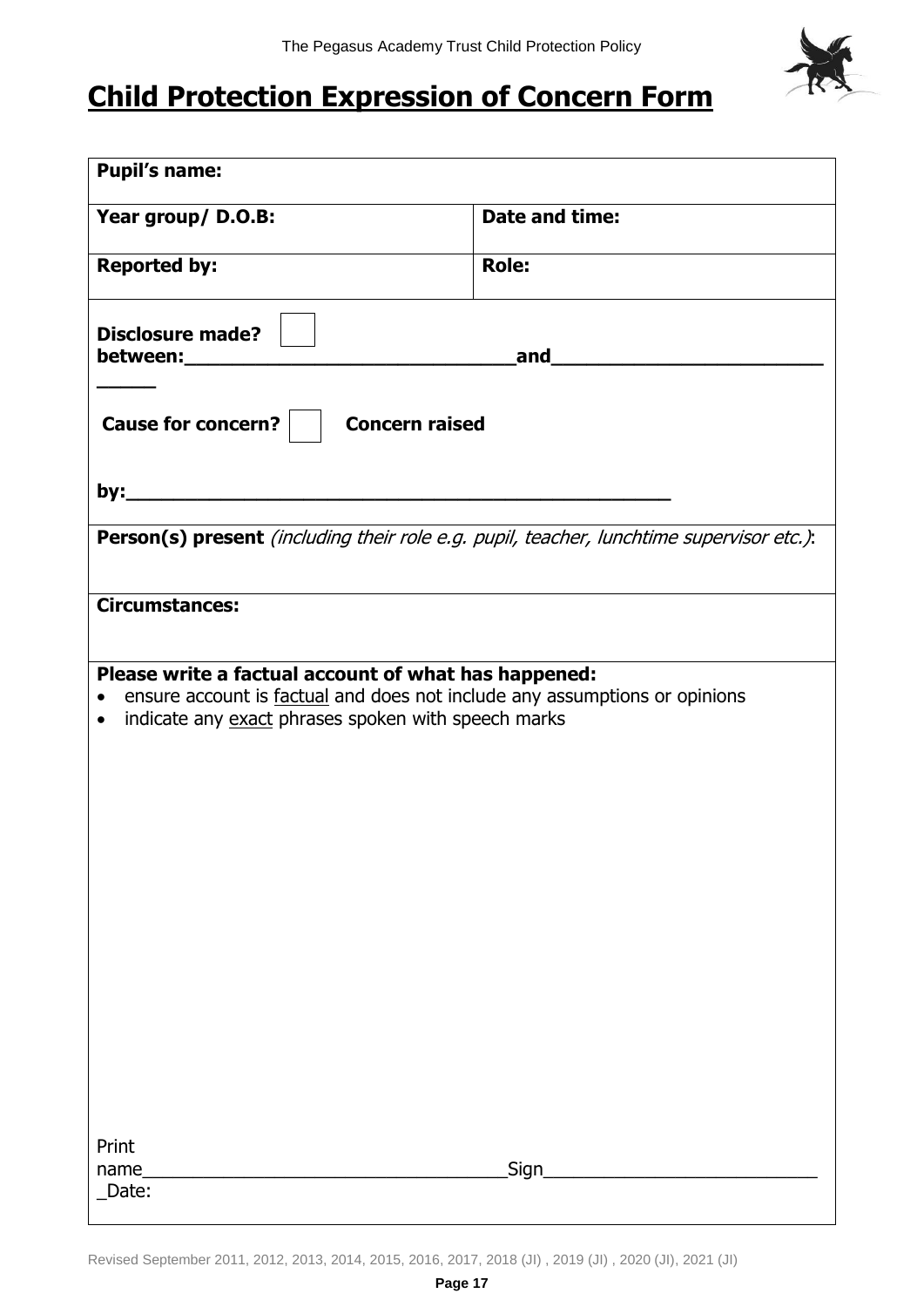# Child Protection Expression of Concern Form

| **Pupil's name:** | |
|---|---|
| **Year group/ D.O.B:** | **Date and time:** |
| **Reported by:** | **Role:** |
| **Disclosure made?** ☐ **between:\_\_\_\_\_\_\_\_\_\_\_\_\_\_\_\_\_\_\_\_\_\_\_\_\_\_\_\_\_and\_\_\_\_\_\_\_\_\_\_\_\_\_\_\_\_\_\_\_\_\_\_\_\_\_\_\_\_** **Cause for concern?** ☐ **Concern raised by:\_\_\_\_\_\_\_\_\_\_\_\_\_\_\_\_\_\_\_\_\_\_\_\_\_\_\_\_\_\_\_\_\_\_\_\_\_\_\_\_\_\_\_\_\_\_** | |
| **Person(s) present** *(including their role e.g. pupil, teacher, lunchtime supervisor etc.)*: | |
| **Circumstances:** | |
| **Please write a factual account of what has happened:** <br>• ensure account is <u>factual</u> and does not include any assumptions or opinions <br>• indicate any <u>exact</u> phrases spoken with speech marks <br><br><br><br><br><br>Print name\_\_\_\_\_\_\_\_\_\_\_\_\_\_\_\_\_\_\_\_\_\_\_\_\_\_\_\_\_\_\_\_\_\_Sign\_\_\_\_\_\_\_\_\_\_\_\_\_\_\_\_\_\_\_\_\_\_\_\_\_\_\_Date: | |

Revised September 2011, 2012, 2013, 2014, 2015, 2016, 2017, 2018 (JI) , 2019 (JI) , 2020 (JI), 2021 (JI)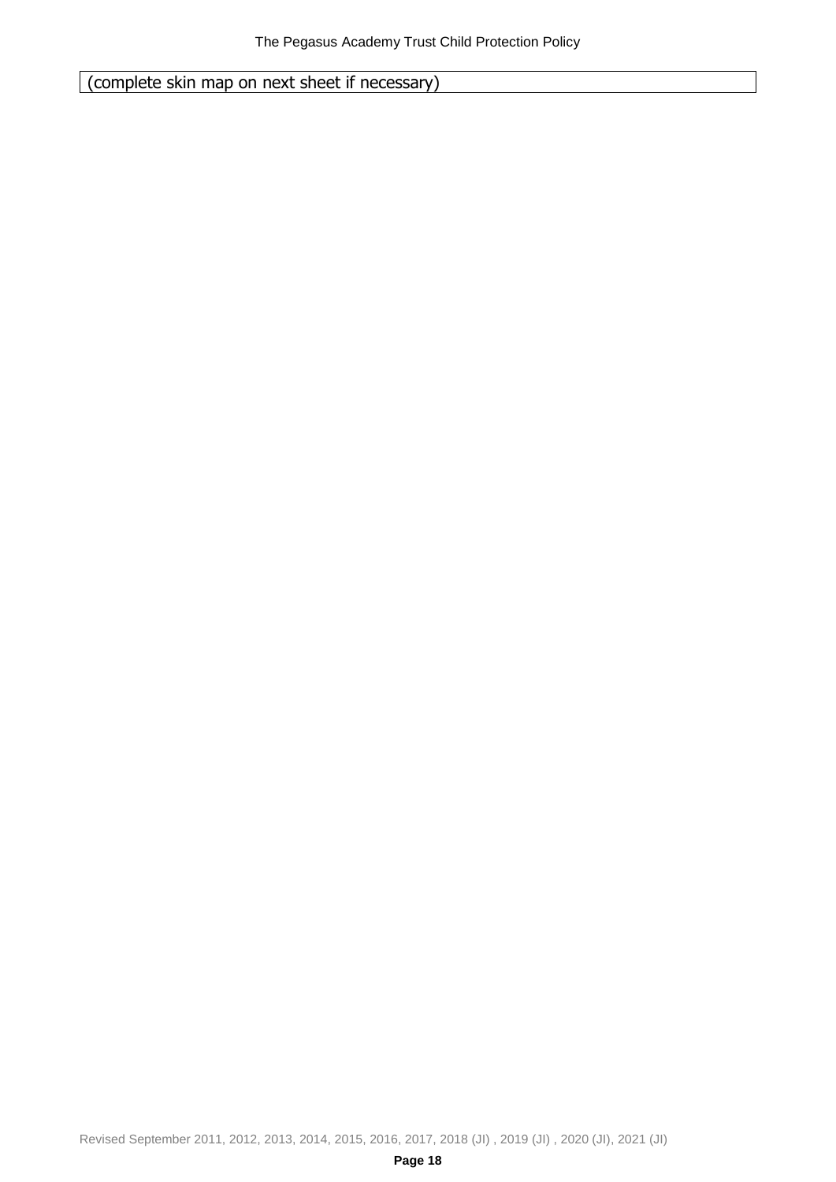| (complete skin map on next sheet if necessary) |
|---|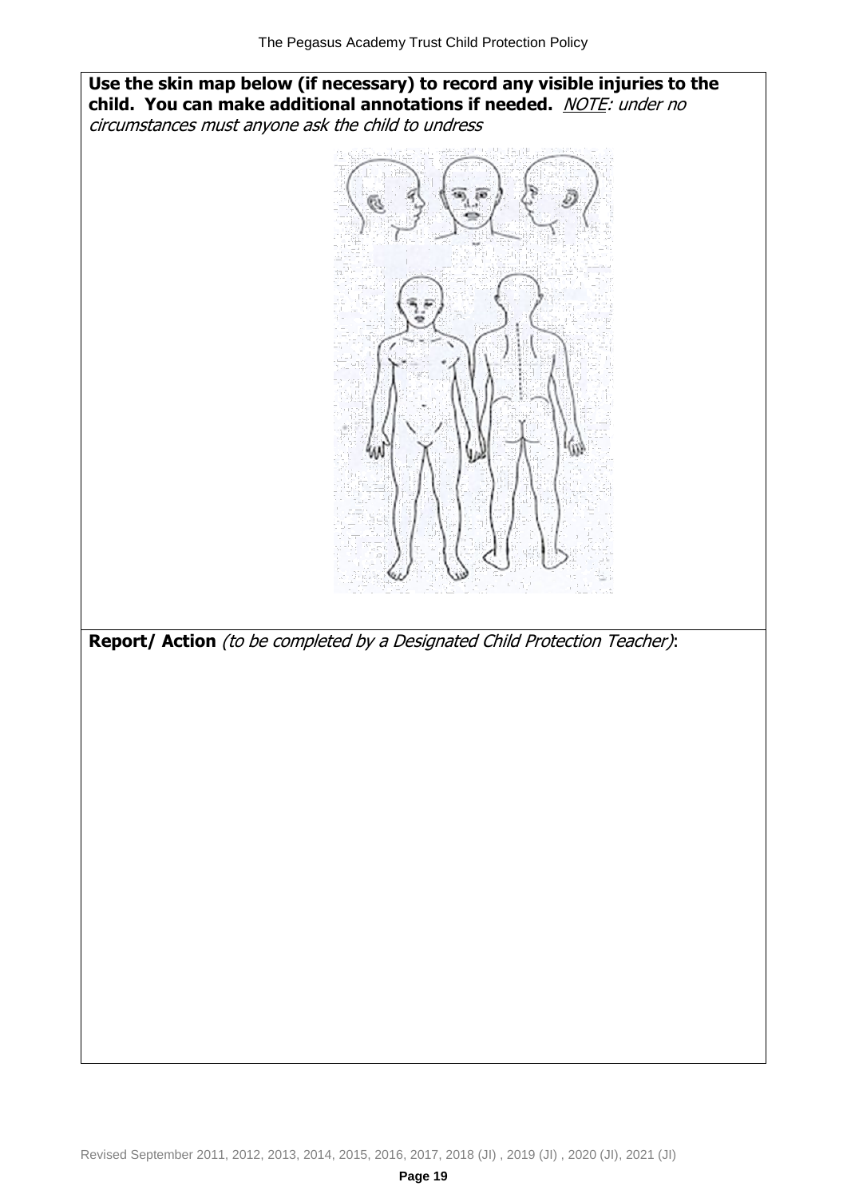**Use the skin map below (if necessary) to record any visible injuries to the child. You can make additional annotations if needed.** *<u>NOTE</u>: under no circumstances must anyone ask the child to undress*

**Report/ Action** *(to be completed by a Designated Child Protection Teacher)*: